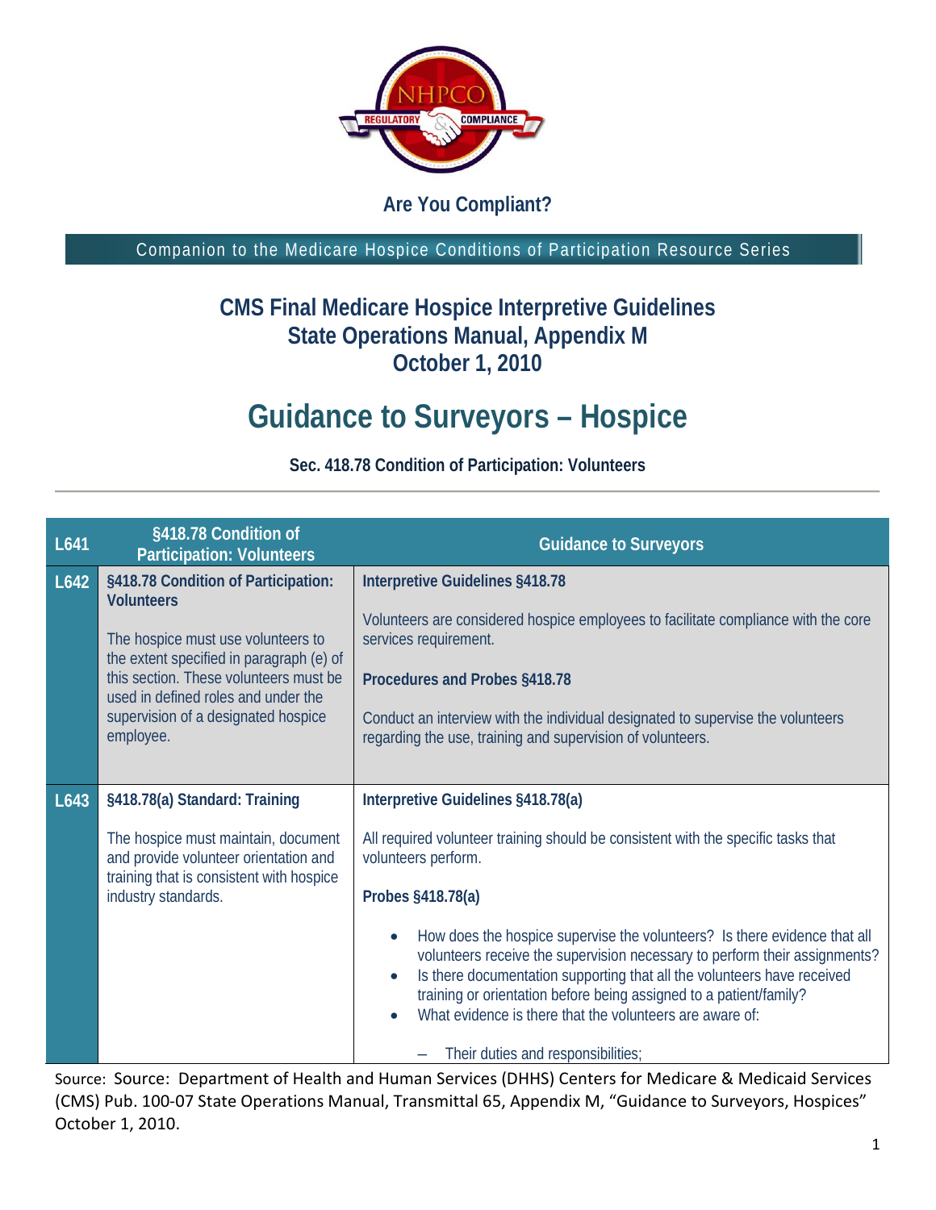**Are You Compliant?**

Companion to the Medicare Hospice Conditions of Participation Resource Series

## CMS Final Medicare Hospice Interpretive Guidelines
## State Operations Manual, Appendix M
## October 1, 2010

# Guidance to Surveyors – Hospice

**Sec. 418.78 Condition of Participation: Volunteers**

| L641 | §418.78 Condition of Participation: Volunteers | Guidance to Surveyors |
|---|---|---|
| L642 | **§418.78 Condition of Participation: Volunteers**<br><br>The hospice must use volunteers to the extent specified in paragraph (e) of this section. These volunteers must be used in defined roles and under the supervision of a designated hospice employee. | **Interpretive Guidelines §418.78**<br><br>Volunteers are considered hospice employees to facilitate compliance with the core services requirement.<br><br>**Procedures and Probes §418.78**<br><br>Conduct an interview with the individual designated to supervise the volunteers regarding the use, training and supervision of volunteers. |
| L643 | **§418.78(a) Standard: Training**<br><br>The hospice must maintain, document and provide volunteer orientation and training that is consistent with hospice industry standards. | **Interpretive Guidelines §418.78(a)**<br><br>All required volunteer training should be consistent with the specific tasks that volunteers perform.<br><br>**Probes §418.78(a)**<br><br>• How does the hospice supervise the volunteers? Is there evidence that all volunteers receive the supervision necessary to perform their assignments?<br>• Is there documentation supporting that all the volunteers have received training or orientation before being assigned to a patient/family?<br>• What evidence is there that the volunteers are aware of:<br><br>– Their duties and responsibilities; |

Source: Source: Department of Health and Human Services (DHHS) Centers for Medicare & Medicaid Services (CMS) Pub. 100-07 State Operations Manual, Transmittal 65, Appendix M, "Guidance to Surveyors, Hospices" October 1, 2010.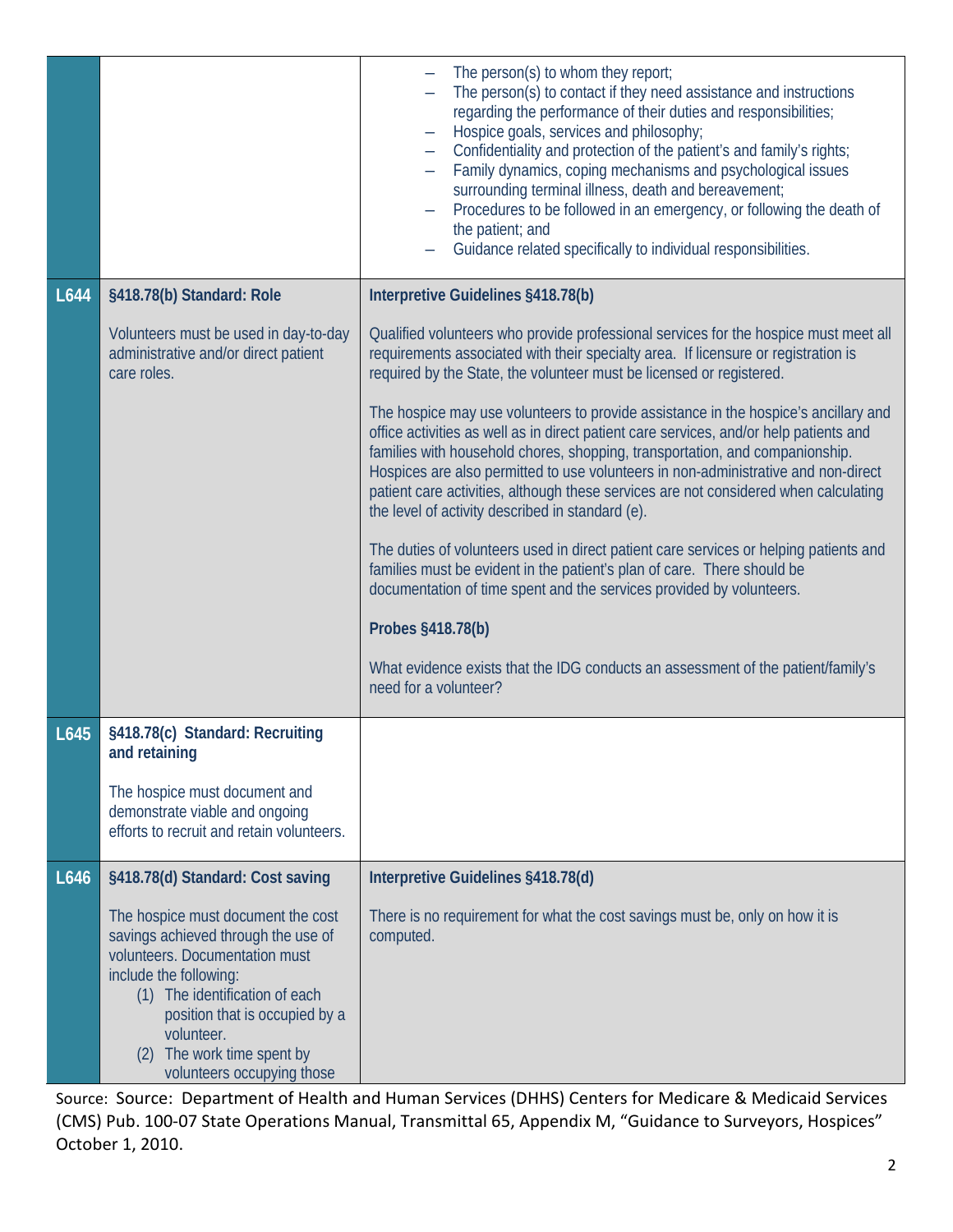| | | |
|---|---|---|
| | | – The person(s) to whom they report;<br>– The person(s) to contact if they need assistance and instructions regarding the performance of their duties and responsibilities;<br>– Hospice goals, services and philosophy;<br>– Confidentiality and protection of the patient's and family's rights;<br>– Family dynamics, coping mechanisms and psychological issues surrounding terminal illness, death and bereavement;<br>– Procedures to be followed in an emergency, or following the death of the patient; and<br>– Guidance related specifically to individual responsibilities. |
| **L644** | **§418.78(b) Standard: Role**<br><br>Volunteers must be used in day-to-day administrative and/or direct patient care roles. | **Interpretive Guidelines §418.78(b)**<br><br>Qualified volunteers who provide professional services for the hospice must meet all requirements associated with their specialty area. If licensure or registration is required by the State, the volunteer must be licensed or registered.<br><br>The hospice may use volunteers to provide assistance in the hospice's ancillary and office activities as well as in direct patient care services, and/or help patients and families with household chores, shopping, transportation, and companionship. Hospices are also permitted to use volunteers in non-administrative and non-direct patient care activities, although these services are not considered when calculating the level of activity described in standard (e).<br><br>The duties of volunteers used in direct patient care services or helping patients and families must be evident in the patient's plan of care. There should be documentation of time spent and the services provided by volunteers.<br><br>**Probes §418.78(b)**<br><br>What evidence exists that the IDG conducts an assessment of the patient/family's need for a volunteer? |
| **L645** | **§418.78(c) Standard: Recruiting and retaining**<br><br>The hospice must document and demonstrate viable and ongoing efforts to recruit and retain volunteers. | |
| **L646** | **§418.78(d) Standard: Cost saving**<br><br>The hospice must document the cost savings achieved through the use of volunteers. Documentation must include the following:<br>(1) The identification of each position that is occupied by a volunteer.<br>(2) The work time spent by volunteers occupying those | **Interpretive Guidelines §418.78(d)**<br><br>There is no requirement for what the cost savings must be, only on how it is computed. |

Source: Source: Department of Health and Human Services (DHHS) Centers for Medicare & Medicaid Services (CMS) Pub. 100-07 State Operations Manual, Transmittal 65, Appendix M, "Guidance to Surveyors, Hospices" October 1, 2010.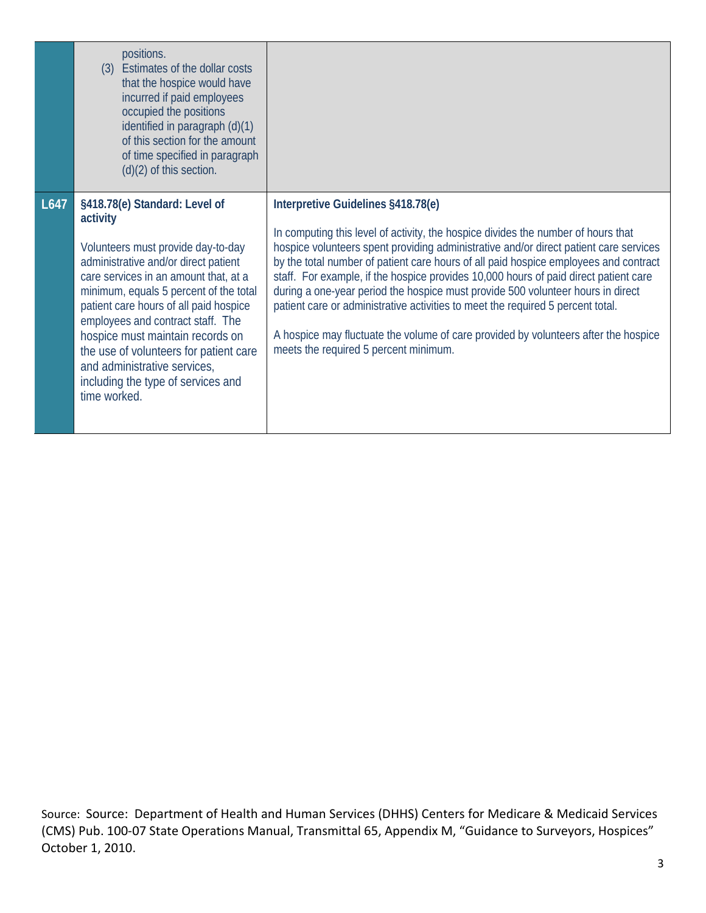| | | |
|---|---|---|
| | positions.<br>(3) Estimates of the dollar costs that the hospice would have incurred if paid employees occupied the positions identified in paragraph (d)(1) of this section for the amount of time specified in paragraph (d)(2) of this section. | |
| L647 | **§418.78(e) Standard: Level of activity**<br><br>Volunteers must provide day-to-day administrative and/or direct patient care services in an amount that, at a minimum, equals 5 percent of the total patient care hours of all paid hospice employees and contract staff. The hospice must maintain records on the use of volunteers for patient care and administrative services, including the type of services and time worked. | **Interpretive Guidelines §418.78(e)**<br><br>In computing this level of activity, the hospice divides the number of hours that hospice volunteers spent providing administrative and/or direct patient care services by the total number of patient care hours of all paid hospice employees and contract staff. For example, if the hospice provides 10,000 hours of paid direct patient care during a one-year period the hospice must provide 500 volunteer hours in direct patient care or administrative activities to meet the required 5 percent total.<br><br>A hospice may fluctuate the volume of care provided by volunteers after the hospice meets the required 5 percent minimum. |

Source: Source: Department of Health and Human Services (DHHS) Centers for Medicare & Medicaid Services (CMS) Pub. 100-07 State Operations Manual, Transmittal 65, Appendix M, "Guidance to Surveyors, Hospices" October 1, 2010.